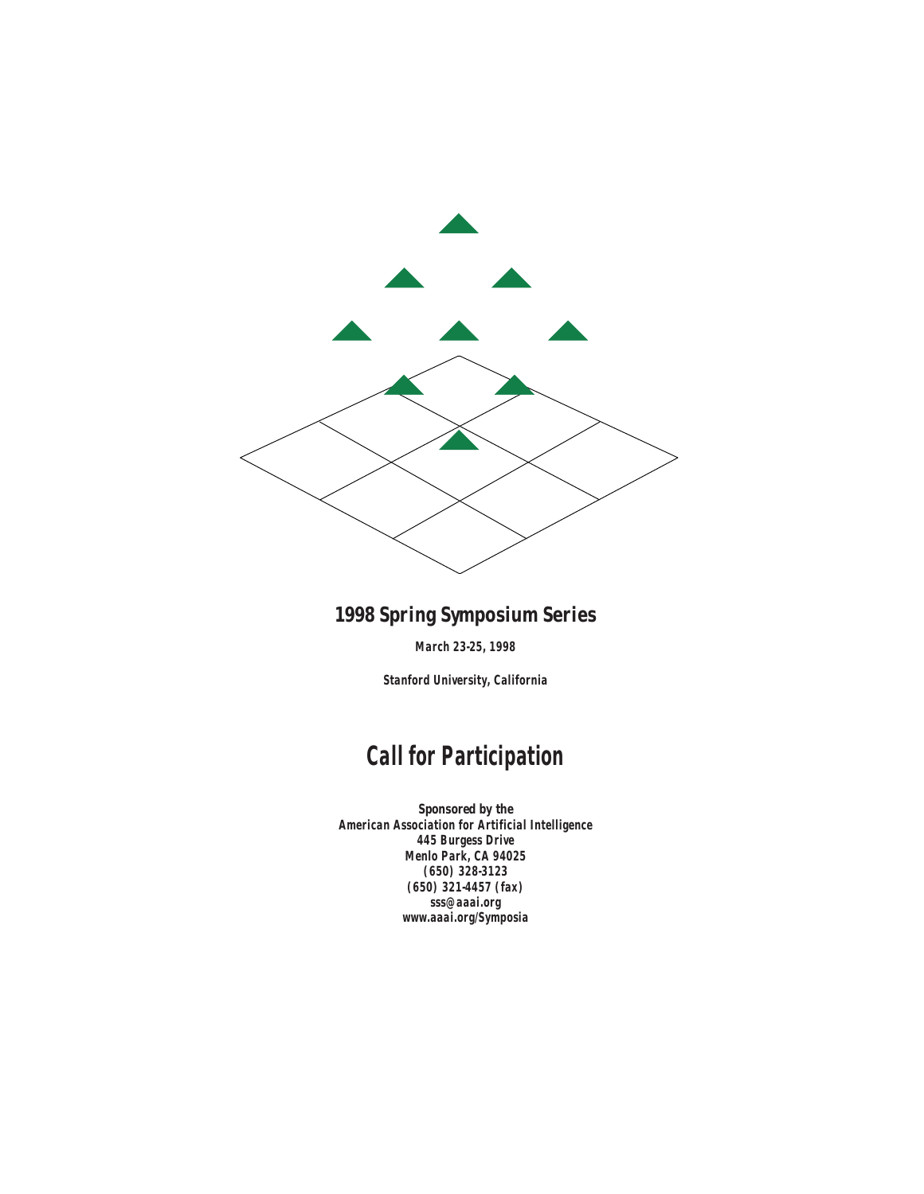# 1998 Spring Symposium Series

**March 23-25, 1998**

**Stanford University, California**

# Call for Participation

**Sponsored by the**
**American Association for Artificial Intelligence**
**445 Burgess Drive**
**Menlo Park, CA 94025**
**(650) 328-3123**
**(650) 321-4457 (fax)**
**sss@aaai.org**
**www.aaai.org/Symposia**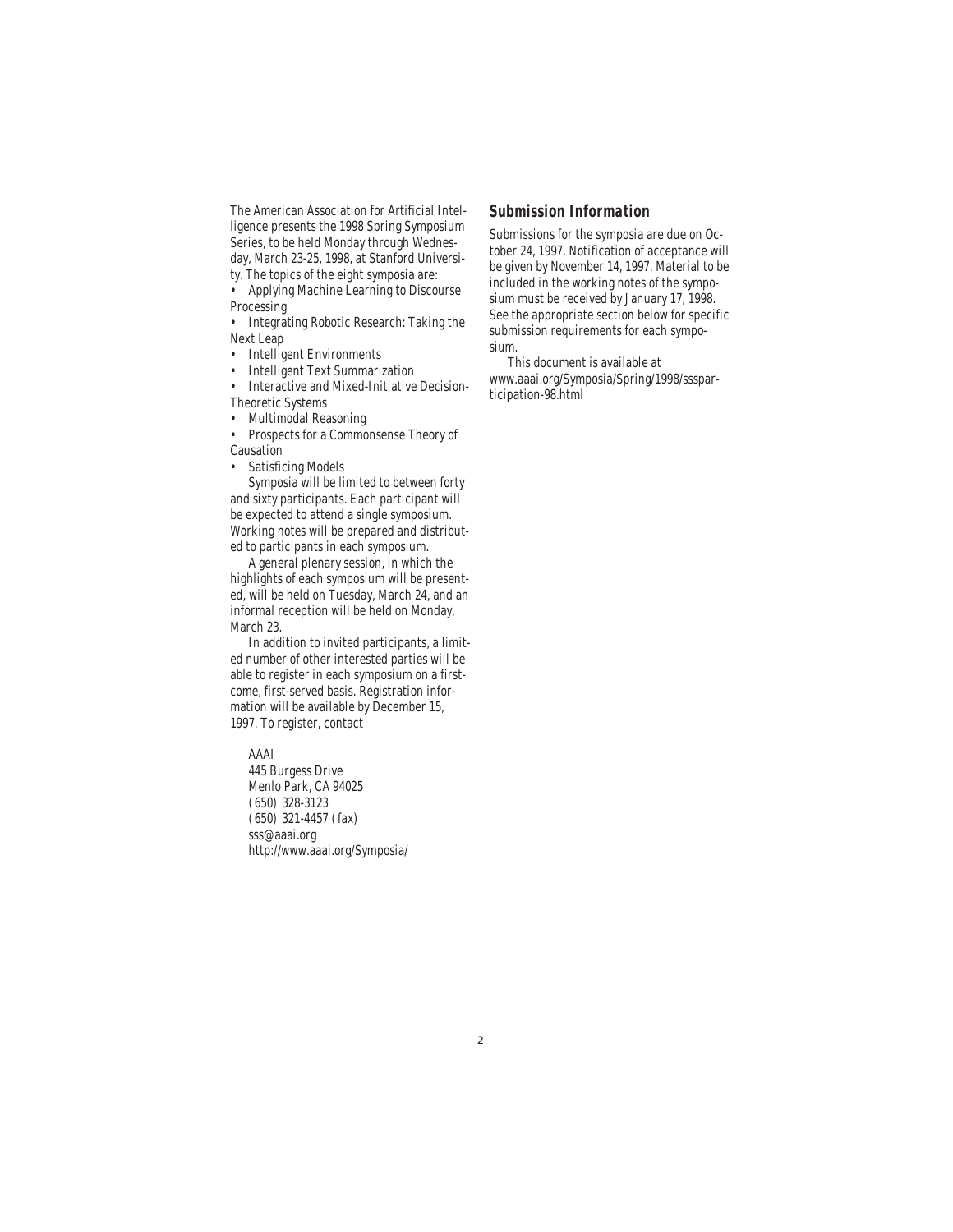The American Association for Artificial Intelligence presents the 1998 Spring Symposium Series, to be held Monday through Wednesday, March 23-25, 1998, at Stanford University. The topics of the eight symposia are:

- Applying Machine Learning to Discourse Processing
- Integrating Robotic Research: Taking the Next Leap
- Intelligent Environments
- Intelligent Text Summarization
- Interactive and Mixed-Initiative Decision-Theoretic Systems
- Multimodal Reasoning
- Prospects for a Commonsense Theory of Causation
- Satisficing Models

Symposia will be limited to between forty and sixty participants. Each participant will be expected to attend a single symposium. Working notes will be prepared and distributed to participants in each symposium.

A general plenary session, in which the highlights of each symposium will be presented, will be held on Tuesday, March 24, and an informal reception will be held on Monday, March 23.

In addition to invited participants, a limited number of other interested parties will be able to register in each symposium on a first-come, first-served basis. Registration information will be available by December 15, 1997. To register, contact

AAAI
445 Burgess Drive
Menlo Park, CA 94025
(650) 328-3123
(650) 321-4457 (fax)
sss@aaai.org
http://www.aaai.org/Symposia/

## Submission Information

Submissions for the symposia are due on October 24, 1997. Notification of acceptance will be given by November 14, 1997. Material to be included in the working notes of the symposium must be received by January 17, 1998. See the appropriate section below for specific submission requirements for each symposium.

This document is available at www.aaai.org/Symposia/Spring/1998/sssparticipation-98.html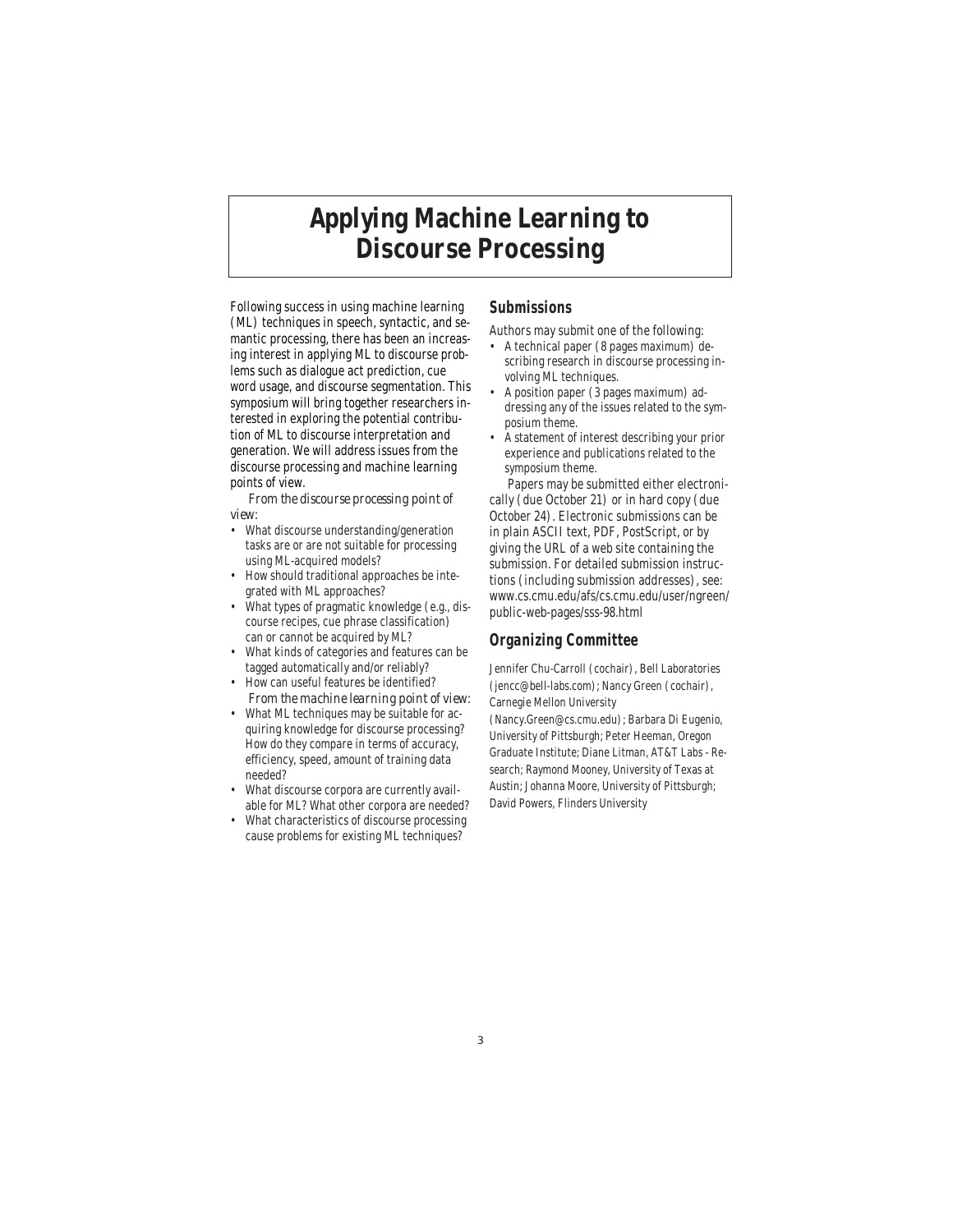# Applying Machine Learning to Discourse Processing

Following success in using machine learning (ML) techniques in speech, syntactic, and semantic processing, there has been an increasing interest in applying ML to discourse problems such as dialogue act prediction, cue word usage, and discourse segmentation. This symposium will bring together researchers interested in exploring the potential contribution of ML to discourse interpretation and generation. We will address issues from the discourse processing and machine learning points of view.

*From the discourse processing point of view:*

- What discourse understanding/generation tasks are or are not suitable for processing using ML-acquired models?
- How should traditional approaches be integrated with ML approaches?
- What types of pragmatic knowledge (e.g., discourse recipes, cue phrase classification) can or cannot be acquired by ML?
- What kinds of categories and features can be tagged automatically and/or reliably?
- How can useful features be identified?

*From the machine learning point of view:*

- What ML techniques may be suitable for acquiring knowledge for discourse processing? How do they compare in terms of accuracy, efficiency, speed, amount of training data needed?
- What discourse corpora are currently available for ML? What other corpora are needed?
- What characteristics of discourse processing cause problems for existing ML techniques?

## Submissions

Authors may submit one of the following:

- A technical paper (8 pages maximum) describing research in discourse processing involving ML techniques.
- A position paper (3 pages maximum) addressing any of the issues related to the symposium theme.
- A statement of interest describing your prior experience and publications related to the symposium theme.

Papers may be submitted either electronically (due October 21) or in hard copy (due October 24). Electronic submissions can be in plain ASCII text, PDF, PostScript, or by giving the URL of a web site containing the submission. For detailed submission instructions (including submission addresses), see: www.cs.cmu.edu/afs/cs.cmu.edu/user/ngreen/public-web-pages/sss-98.html

## Organizing Committee

Jennifer Chu-Carroll (cochair), Bell Laboratories (jencc@bell-labs.com); Nancy Green (cochair), Carnegie Mellon University (Nancy.Green@cs.cmu.edu); Barbara Di Eugenio, University of Pittsburgh; Peter Heeman, Oregon Graduate Institute; Diane Litman, AT&T Labs - Research; Raymond Mooney, University of Texas at Austin; Johanna Moore, University of Pittsburgh; David Powers, Flinders University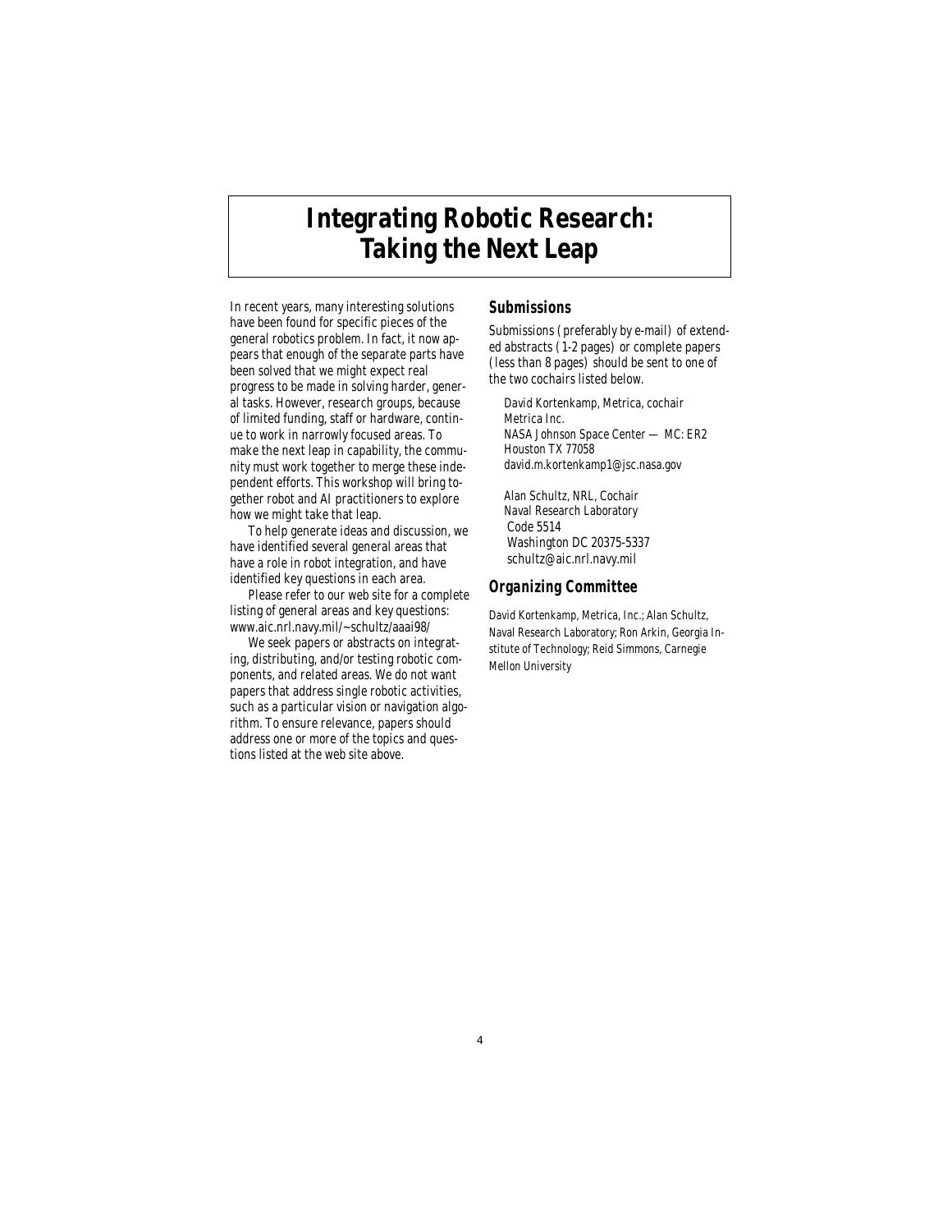# Integrating Robotic Research: Taking the Next Leap

In recent years, many interesting solutions have been found for specific pieces of the general robotics problem. In fact, it now appears that enough of the separate parts have been solved that we might expect real progress to be made in solving harder, general tasks. However, research groups, because of limited funding, staff or hardware, continue to work in narrowly focused areas. To make the next leap in capability, the community must work together to merge these independent efforts. This workshop will bring together robot and AI practitioners to explore how we might take that leap.

To help generate ideas and discussion, we have identified several general areas that have a role in robot integration, and have identified key questions in each area.

Please refer to our web site for a complete listing of general areas and key questions: www.aic.nrl.navy.mil/~schultz/aaai98/

We seek papers or abstracts on integrating, distributing, and/or testing robotic components, and related areas. We do not want papers that address single robotic activities, such as a particular vision or navigation algorithm. To ensure relevance, papers should address one or more of the topics and questions listed at the web site above.

## Submissions

Submissions (preferably by e-mail) of extended abstracts (1-2 pages) or complete papers (less than 8 pages) should be sent to one of the two cochairs listed below.

David Kortenkamp, Metrica, cochair
Metrica Inc.
NASA Johnson Space Center — MC: ER2
Houston TX 77058
david.m.kortenkamp1@jsc.nasa.gov

Alan Schultz, NRL, Cochair
Naval Research Laboratory
Code 5514
Washington DC 20375-5337
schultz@aic.nrl.navy.mil

## Organizing Committee

David Kortenkamp, Metrica, Inc.; Alan Schultz, Naval Research Laboratory; Ron Arkin, Georgia Institute of Technology; Reid Simmons, Carnegie Mellon University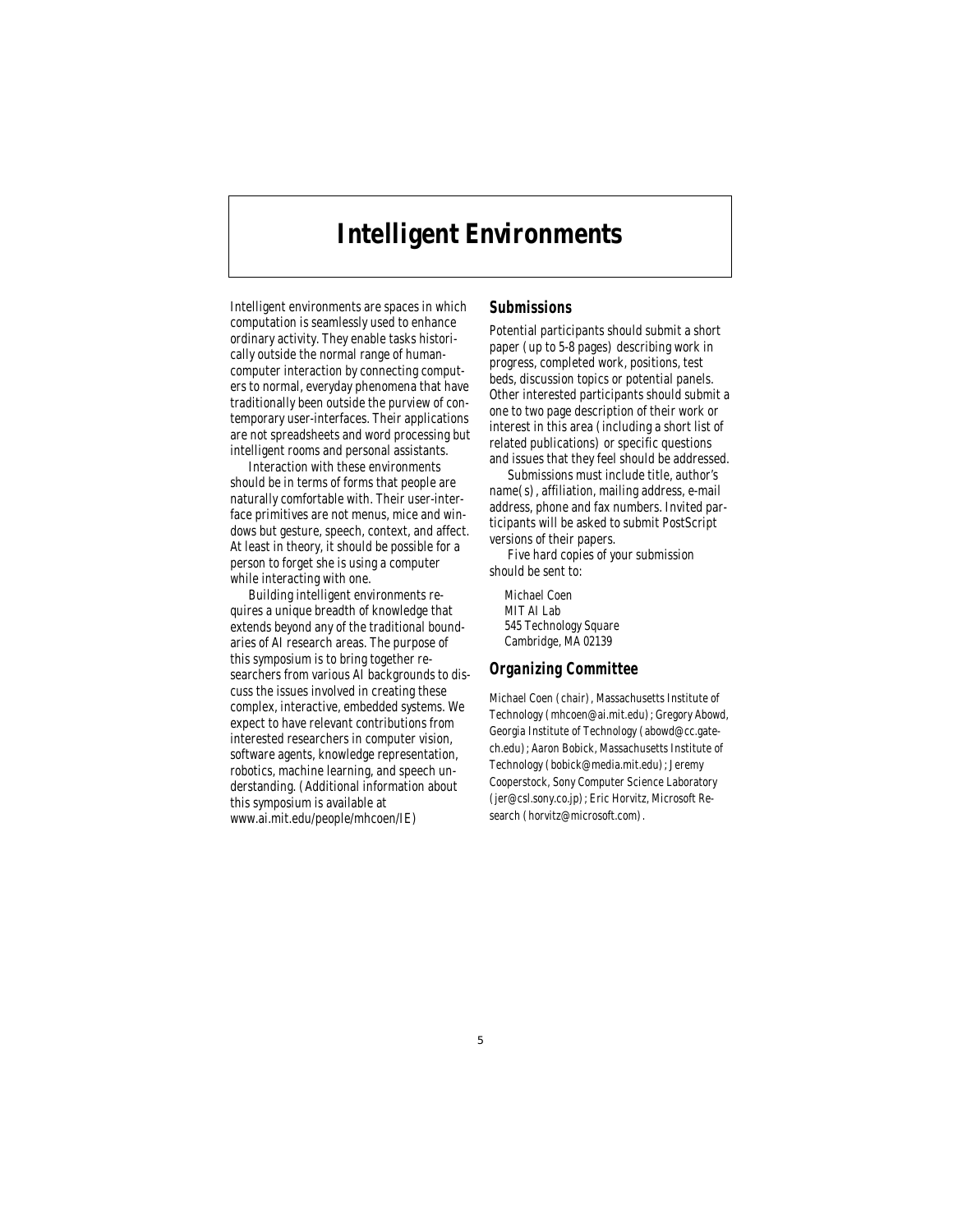# Intelligent Environments

Intelligent environments are spaces in which computation is seamlessly used to enhance ordinary activity. They enable tasks historically outside the normal range of human-computer interaction by connecting computers to normal, everyday phenomena that have traditionally been outside the purview of contemporary user-interfaces. Their applications are not spreadsheets and word processing but intelligent rooms and personal assistants.

Interaction with these environments should be in terms of forms that people are naturally comfortable with. Their user-interface primitives are not menus, mice and windows but gesture, speech, context, and affect. At least in theory, it should be possible for a person to forget she is using a computer while interacting with one.

Building intelligent environments requires a unique breadth of knowledge that extends beyond any of the traditional boundaries of AI research areas. The purpose of this symposium is to bring together researchers from various AI backgrounds to discuss the issues involved in creating these complex, interactive, embedded systems. We expect to have relevant contributions from interested researchers in computer vision, software agents, knowledge representation, robotics, machine learning, and speech understanding. (Additional information about this symposium is available at www.ai.mit.edu/people/mhcoen/IE)

## Submissions

Potential participants should submit a short paper (up to 5-8 pages) describing work in progress, completed work, positions, test beds, discussion topics or potential panels. Other interested participants should submit a one to two page description of their work or interest in this area (including a short list of related publications) or specific questions and issues that they feel should be addressed.

Submissions must include title, author's name(s), affiliation, mailing address, e-mail address, phone and fax numbers. Invited participants will be asked to submit PostScript versions of their papers.

Five hard copies of your submission should be sent to:

Michael Coen
MIT AI Lab
545 Technology Square
Cambridge, MA 02139

## Organizing Committee

Michael Coen (chair), Massachusetts Institute of Technology (mhcoen@ai.mit.edu); Gregory Abowd, Georgia Institute of Technology (abowd@cc.gatech.edu); Aaron Bobick, Massachusetts Institute of Technology (bobick@media.mit.edu); Jeremy Cooperstock, Sony Computer Science Laboratory (jer@csl.sony.co.jp); Eric Horvitz, Microsoft Research (horvitz@microsoft.com).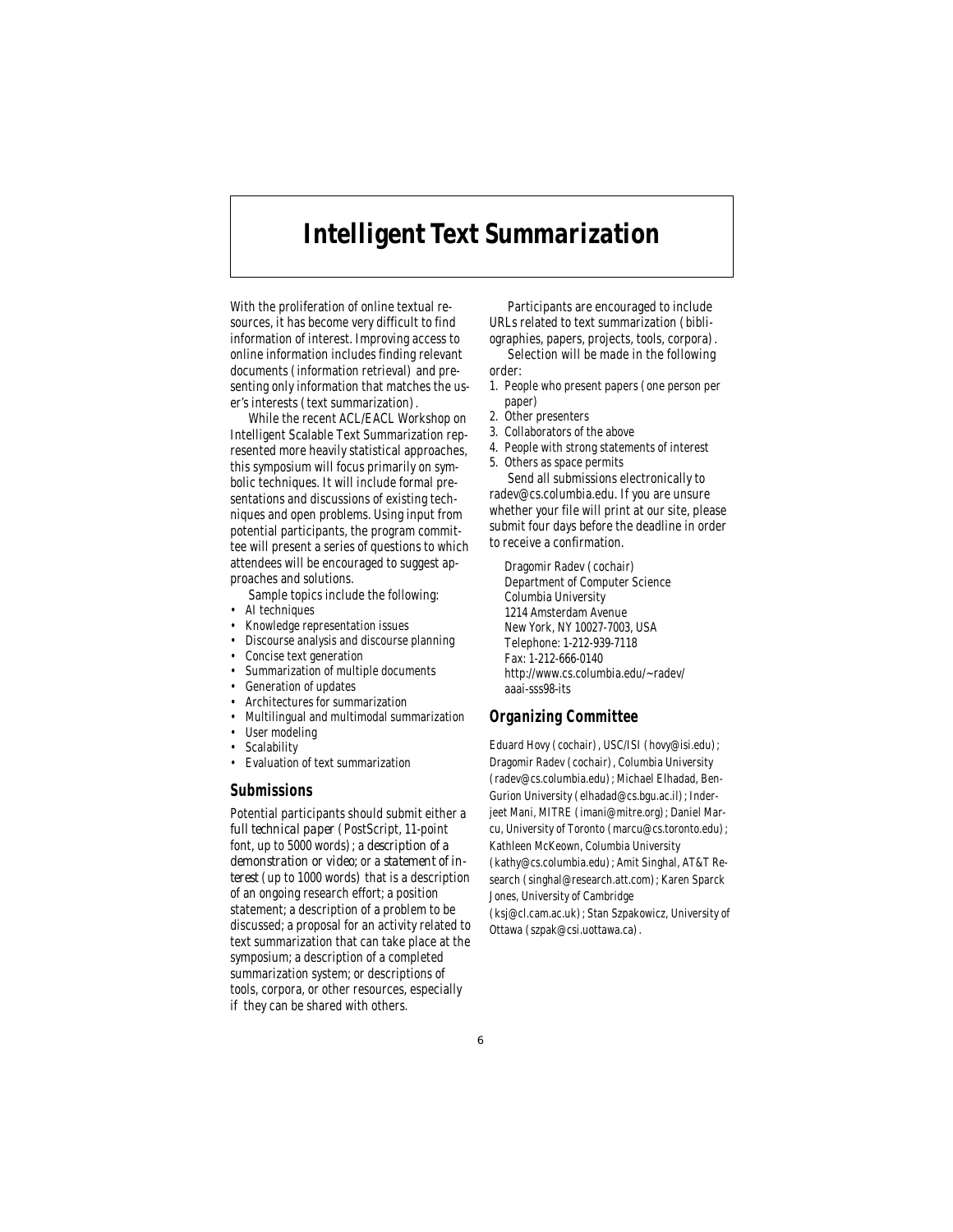# Intelligent Text Summarization

With the proliferation of online textual resources, it has become very difficult to find information of interest. Improving access to online information includes finding relevant documents (information retrieval) and presenting only information that matches the user's interests (text summarization).

While the recent ACL/EACL Workshop on Intelligent Scalable Text Summarization represented more heavily statistical approaches, this symposium will focus primarily on symbolic techniques. It will include formal presentations and discussions of existing techniques and open problems. Using input from potential participants, the program committee will present a series of questions to which attendees will be encouraged to suggest approaches and solutions.

Sample topics include the following:

- AI techniques
- Knowledge representation issues
- Discourse analysis and discourse planning
- Concise text generation
- Summarization of multiple documents
- Generation of updates
- Architectures for summarization
- Multilingual and multimodal summarization
- User modeling
- Scalability
- Evaluation of text summarization

## Submissions

Potential participants should submit either a *full technical paper* (PostScript, 11-point font, up to 5000 words); a *description of a demonstration or video*; or a *statement of interest* (up to 1000 words) that is a description of an ongoing research effort; a position statement; a description of a problem to be discussed; a proposal for an activity related to text summarization that can take place at the symposium; a description of a completed summarization system; or descriptions of tools, corpora, or other resources, especially if they can be shared with others.

Participants are encouraged to include URLs related to text summarization (bibliographies, papers, projects, tools, corpora).

Selection will be made in the following order:

1. People who present papers (one person per paper)
2. Other presenters
3. Collaborators of the above
4. People with strong statements of interest
5. Others as space permits

Send all submissions electronically to radev@cs.columbia.edu. If you are unsure whether your file will print at our site, please submit four days before the deadline in order to receive a confirmation.

Dragomir Radev (cochair)
Department of Computer Science
Columbia University
1214 Amsterdam Avenue
New York, NY 10027-7003, USA
Telephone: 1-212-939-7118
Fax: 1-212-666-0140
http://www.cs.columbia.edu/~radev/aaai-sss98-its

## Organizing Committee

Eduard Hovy (cochair), USC/ISI (hovy@isi.edu); Dragomir Radev (cochair), Columbia University (radev@cs.columbia.edu); Michael Elhadad, Ben-Gurion University (elhadad@cs.bgu.ac.il); Inderjeet Mani, MITRE (imani@mitre.org); Daniel Marcu, University of Toronto (marcu@cs.toronto.edu); Kathleen McKeown, Columbia University (kathy@cs.columbia.edu); Amit Singhal, AT&T Research (singhal@research.att.com); Karen Sparck Jones, University of Cambridge (ksj@cl.cam.ac.uk); Stan Szpakowicz, University of Ottawa (szpak@csi.uottawa.ca).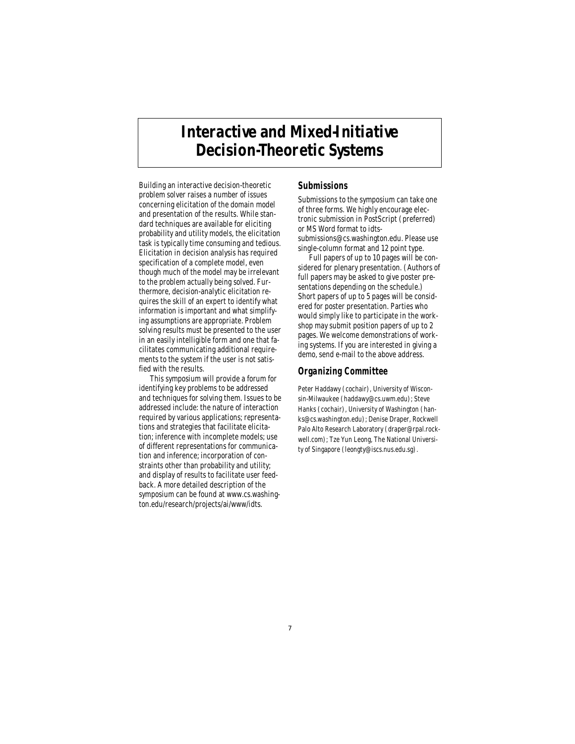# Interactive and Mixed-Initiative Decision-Theoretic Systems

Building an interactive decision-theoretic problem solver raises a number of issues concerning elicitation of the domain model and presentation of the results. While standard techniques are available for eliciting probability and utility models, the elicitation task is typically time consuming and tedious. Elicitation in decision analysis has required specification of a complete model, even though much of the model may be irrelevant to the problem actually being solved. Furthermore, decision-analytic elicitation requires the skill of an expert to identify what information is important and what simplifying assumptions are appropriate. Problem solving results must be presented to the user in an easily intelligible form and one that facilitates communicating additional requirements to the system if the user is not satisfied with the results.

This symposium will provide a forum for identifying key problems to be addressed and techniques for solving them. Issues to be addressed include: the nature of interaction required by various applications; representations and strategies that facilitate elicitation; inference with incomplete models; use of different representations for communication and inference; incorporation of constraints other than probability and utility; and display of results to facilitate user feedback. A more detailed description of the symposium can be found at www.cs.washington.edu/research/projects/ai/www/idts.

## Submissions

Submissions to the symposium can take one of three forms. We highly encourage electronic submission in PostScript (preferred) or MS Word format to idts-submissions@cs.washington.edu. Please use single-column format and 12 point type.

Full papers of up to 10 pages will be considered for plenary presentation. (Authors of full papers may be asked to give poster presentations depending on the schedule.) Short papers of up to 5 pages will be considered for poster presentation. Parties who would simply like to participate in the workshop may submit position papers of up to 2 pages. We welcome demonstrations of working systems. If you are interested in giving a demo, send e-mail to the above address.

## Organizing Committee

Peter Haddawy (cochair), University of Wisconsin-Milwaukee (haddawy@cs.uwm.edu); Steve Hanks (cochair), University of Washington (hanks@cs.washington.edu); Denise Draper, Rockwell Palo Alto Research Laboratory (draper@rpal.rockwell.com); Tze Yun Leong, The National University of Singapore (leongty@iscs.nus.edu.sg).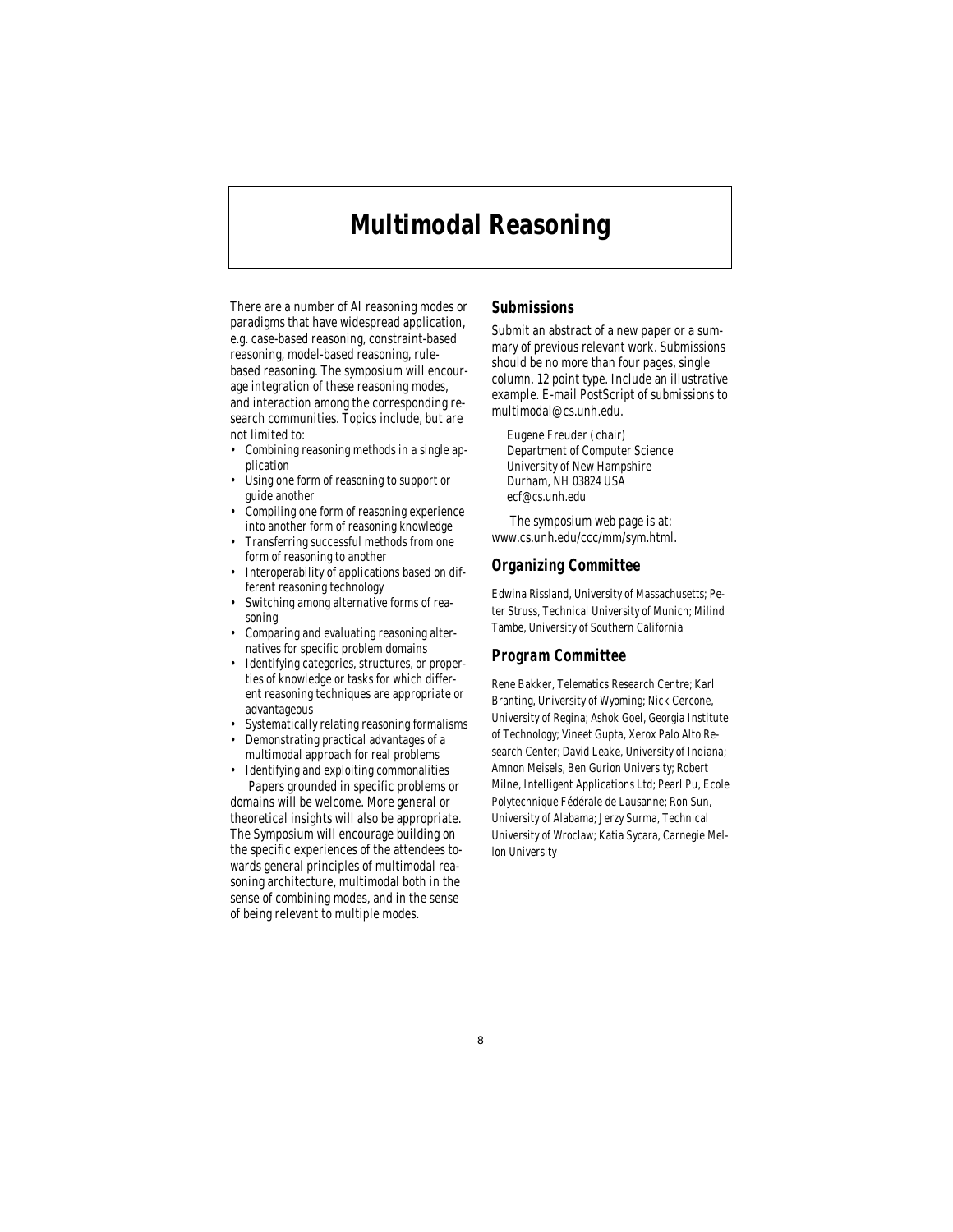# Multimodal Reasoning

There are a number of AI reasoning modes or paradigms that have widespread application, e.g. case-based reasoning, constraint-based reasoning, model-based reasoning, rule-based reasoning. The symposium will encourage integration of these reasoning modes, and interaction among the corresponding research communities. Topics include, but are not limited to:

- Combining reasoning methods in a single application
- Using one form of reasoning to support or guide another
- Compiling one form of reasoning experience into another form of reasoning knowledge
- Transferring successful methods from one form of reasoning to another
- Interoperability of applications based on different reasoning technology
- Switching among alternative forms of reasoning
- Comparing and evaluating reasoning alternatives for specific problem domains
- Identifying categories, structures, or properties of knowledge or tasks for which different reasoning techniques are appropriate or advantageous
- Systematically relating reasoning formalisms
- Demonstrating practical advantages of a multimodal approach for real problems
- Identifying and exploiting commonalities

Papers grounded in specific problems or domains will be welcome. More general or theoretical insights will also be appropriate. The Symposium will encourage building on the specific experiences of the attendees towards general principles of multimodal reasoning architecture, multimodal both in the sense of combining modes, and in the sense of being relevant to multiple modes.

## Submissions

Submit an abstract of a new paper or a summary of previous relevant work. Submissions should be no more than four pages, single column, 12 point type. Include an illustrative example. E-mail PostScript of submissions to multimodal@cs.unh.edu.

Eugene Freuder (chair)  
Department of Computer Science  
University of New Hampshire  
Durham, NH 03824 USA  
ecf@cs.unh.edu

The symposium web page is at: www.cs.unh.edu/ccc/mm/sym.html.

## Organizing Committee

Edwina Rissland, University of Massachusetts; Peter Struss, Technical University of Munich; Milind Tambe, University of Southern California

## Program Committee

Rene Bakker, Telematics Research Centre; Karl Branting, University of Wyoming; Nick Cercone, University of Regina; Ashok Goel, Georgia Institute of Technology; Vineet Gupta, Xerox Palo Alto Research Center; David Leake, University of Indiana; Amnon Meisels, Ben Gurion University; Robert Milne, Intelligent Applications Ltd; Pearl Pu, Ecole Polytechnique Fédérale de Lausanne; Ron Sun, University of Alabama; Jerzy Surma, Technical University of Wroclaw; Katia Sycara, Carnegie Mellon University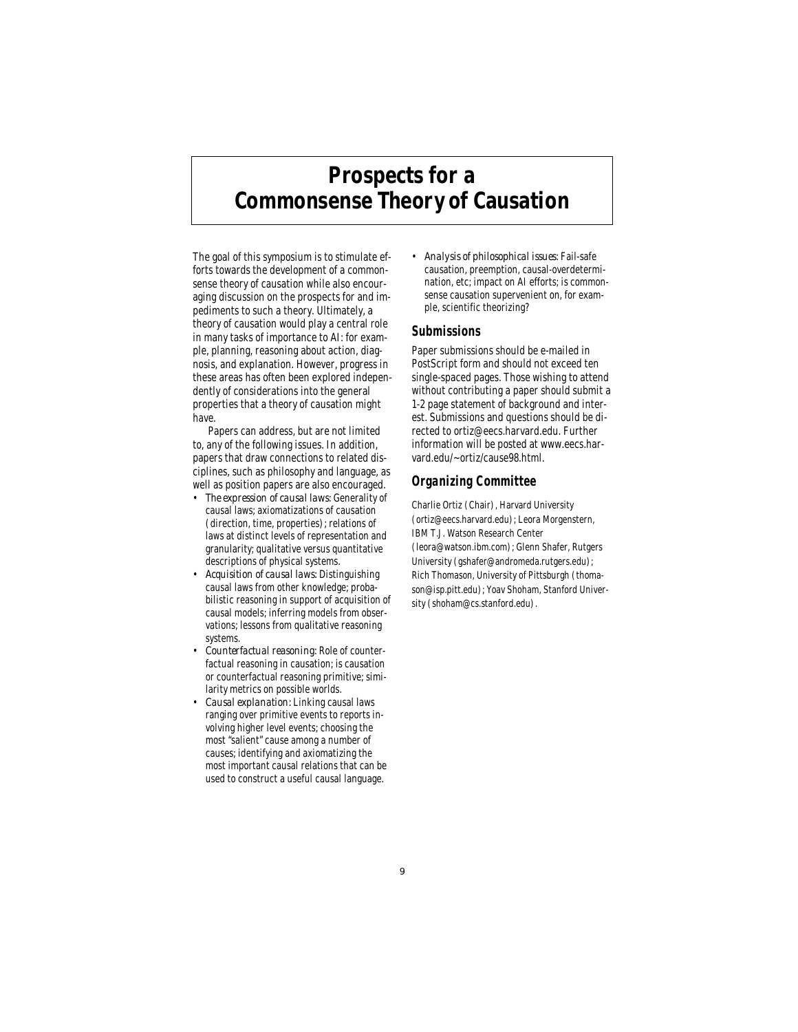# Prospects for a Commonsense Theory of Causation

The goal of this symposium is to stimulate efforts towards the development of a commonsense theory of causation while also encouraging discussion on the prospects for and impediments to such a theory. Ultimately, a theory of causation would play a central role in many tasks of importance to AI: for example, planning, reasoning about action, diagnosis, and explanation. However, progress in these areas has often been explored independently of considerations into the general properties that a theory of causation might have.

Papers can address, but are not limited to, any of the following issues. In addition, papers that draw connections to related disciplines, such as philosophy and language, as well as position papers are also encouraged.

- *The expression of causal laws:* Generality of causal laws; axiomatizations of causation (direction, time, properties); relations of laws at distinct levels of representation and granularity; qualitative versus quantitative descriptions of physical systems.
- *Acquisition of causal laws:* Distinguishing causal laws from other knowledge; probabilistic reasoning in support of acquisition of causal models; inferring models from observations; lessons from qualitative reasoning systems.
- *Counterfactual reasoning:* Role of counterfactual reasoning in causation; is causation or counterfactual reasoning primitive; similarity metrics on possible worlds.
- *Causal explanation:* Linking causal laws ranging over primitive events to reports involving higher level events; choosing the most "salient" cause among a number of causes; identifying and axiomatizing the most important causal relations that can be used to construct a useful causal language.
- *Analysis of philosophical issues:* Fail-safe causation, preemption, causal-overdetermination, etc; impact on AI efforts; is commonsense causation supervenient on, for example, scientific theorizing?

## Submissions

Paper submissions should be e-mailed in PostScript form and should not exceed ten single-spaced pages. Those wishing to attend without contributing a paper should submit a 1-2 page statement of background and interest. Submissions and questions should be directed to ortiz@eecs.harvard.edu. Further information will be posted at www.eecs.harvard.edu/~ortiz/cause98.html.

## Organizing Committee

Charlie Ortiz (Chair), Harvard University (ortiz@eecs.harvard.edu); Leora Morgenstern, IBM T.J. Watson Research Center (leora@watson.ibm.com); Glenn Shafer, Rutgers University (gshafer@andromeda.rutgers.edu); Rich Thomason, University of Pittsburgh (thomason@isp.pitt.edu); Yoav Shoham, Stanford University (shoham@cs.stanford.edu).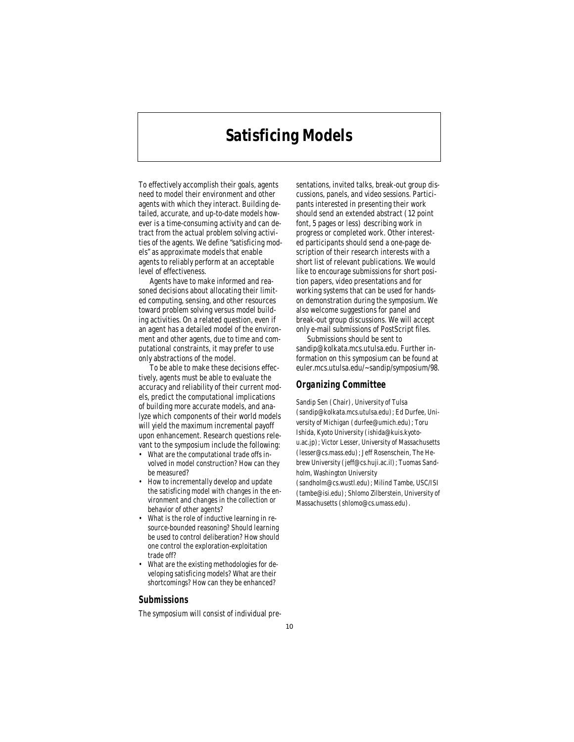# Satisficing Models

To effectively accomplish their goals, agents need to model their environment and other agents with which they interact. Building detailed, accurate, and up-to-date models however is a time-consuming activity and can detract from the actual problem solving activities of the agents. We define "satisficing models" as approximate models that enable agents to reliably perform at an acceptable level of effectiveness.

Agents have to make informed and reasoned decisions about allocating their limited computing, sensing, and other resources toward problem solving versus model building activities. On a related question, even if an agent has a detailed model of the environment and other agents, due to time and computational constraints, it may prefer to use only abstractions of the model.

To be able to make these decisions effectively, agents must be able to evaluate the accuracy and reliability of their current models, predict the computational implications of building more accurate models, and analyze which components of their world models will yield the maximum incremental payoff upon enhancement. Research questions relevant to the symposium include the following:

- What are the computational trade offs involved in model construction? How can they be measured?
- How to incrementally develop and update the satisficing model with changes in the environment and changes in the collection or behavior of other agents?
- What is the role of inductive learning in resource-bounded reasoning? Should learning be used to control deliberation? How should one control the exploration-exploitation trade off?
- What are the existing methodologies for developing satisficing models? What are their shortcomings? How can they be enhanced?

## Submissions

The symposium will consist of individual presentations, invited talks, break-out group discussions, panels, and video sessions. Participants interested in presenting their work should send an extended abstract (12 point font, 5 pages or less) describing work in progress or completed work. Other interested participants should send a one-page description of their research interests with a short list of relevant publications. We would like to encourage submissions for short position papers, video presentations and for working systems that can be used for hands-on demonstration during the symposium. We also welcome suggestions for panel and break-out group discussions. We will accept only e-mail submissions of PostScript files.

Submissions should be sent to sandip@kolkata.mcs.utulsa.edu. Further information on this symposium can be found at euler.mcs.utulsa.edu/~sandip/symposium/98.

## Organizing Committee

Sandip Sen (Chair), University of Tulsa (sandip@kolkata.mcs.utulsa.edu); Ed Durfee, University of Michigan (durfee@umich.edu); Toru Ishida, Kyoto University (ishida@kuis.kyoto-u.ac.jp); Victor Lesser, University of Massachusetts (lesser@cs.mass.edu); Jeff Rosenschein, The Hebrew University (jeff@cs.huji.ac.il); Tuomas Sandholm, Washington University (sandholm@cs.wustl.edu); Milind Tambe, USC/ISI (tambe@isi.edu); Shlomo Zilberstein, University of Massachusetts (shlomo@cs.umass.edu).